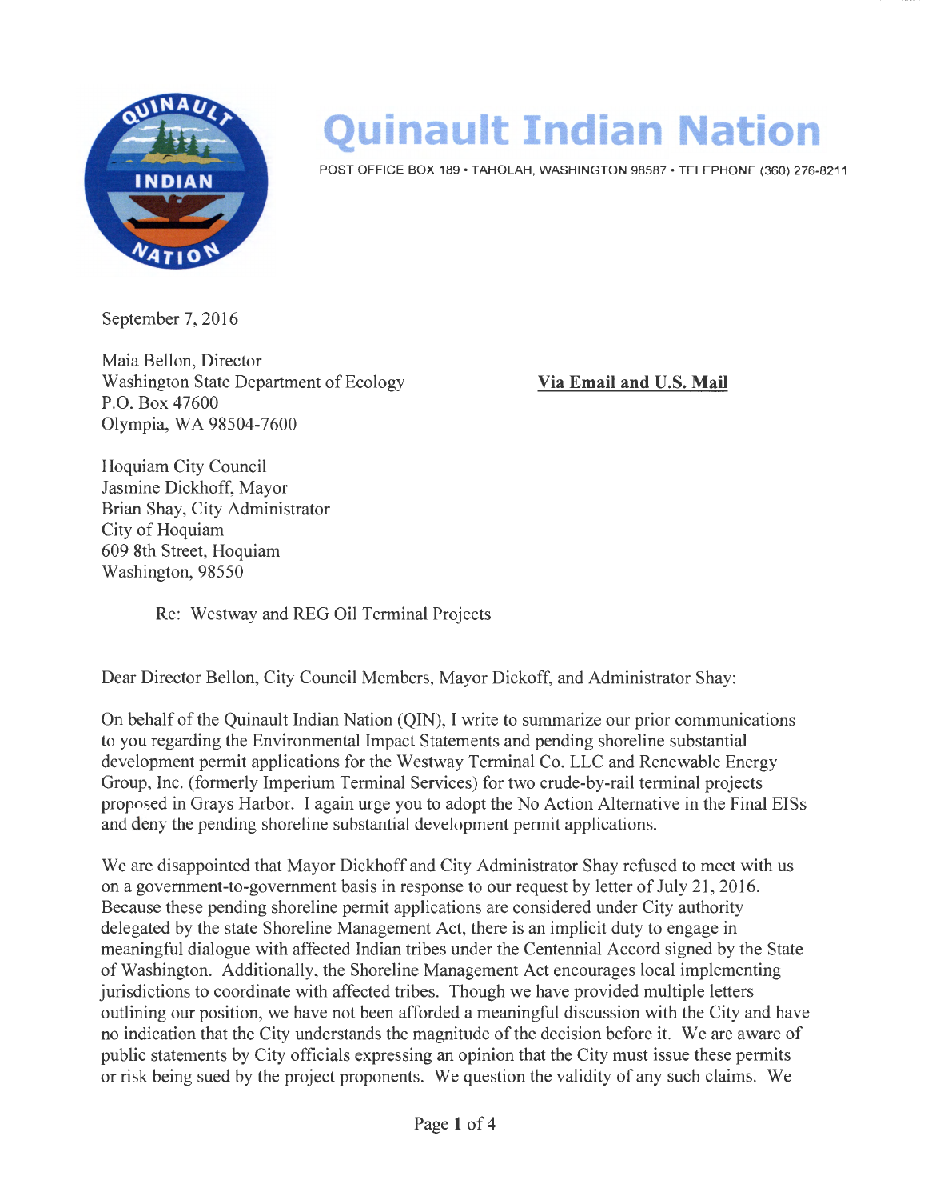# Quinault Indian Nation

POST OFFICE BOX 189 • TAHOLAH, WASHINGTON 98587 • TELEPHONE (360) 276-8211

September 7, 2016

Maia Bellon, Director
Washington State Department of Ecology
P.O. Box 47600
Olympia, WA 98504-7600

**Via Email and U.S. Mail**

Hoquiam City Council
Jasmine Dickhoff, Mayor
Brian Shay, City Administrator
City of Hoquiam
609 8th Street, Hoquiam
Washington, 98550

Re: Westway and REG Oil Terminal Projects

Dear Director Bellon, City Council Members, Mayor Dickoff, and Administrator Shay:

On behalf of the Quinault Indian Nation (QIN), I write to summarize our prior communications to you regarding the Environmental Impact Statements and pending shoreline substantial development permit applications for the Westway Terminal Co. LLC and Renewable Energy Group, Inc. (formerly Imperium Terminal Services) for two crude-by-rail terminal projects proposed in Grays Harbor. I again urge you to adopt the No Action Alternative in the Final EISs and deny the pending shoreline substantial development permit applications.

We are disappointed that Mayor Dickhoff and City Administrator Shay refused to meet with us on a government-to-government basis in response to our request by letter of July 21, 2016. Because these pending shoreline permit applications are considered under City authority delegated by the state Shoreline Management Act, there is an implicit duty to engage in meaningful dialogue with affected Indian tribes under the Centennial Accord signed by the State of Washington. Additionally, the Shoreline Management Act encourages local implementing jurisdictions to coordinate with affected tribes. Though we have provided multiple letters outlining our position, we have not been afforded a meaningful discussion with the City and have no indication that the City understands the magnitude of the decision before it. We are aware of public statements by City officials expressing an opinion that the City must issue these permits or risk being sued by the project proponents. We question the validity of any such claims. We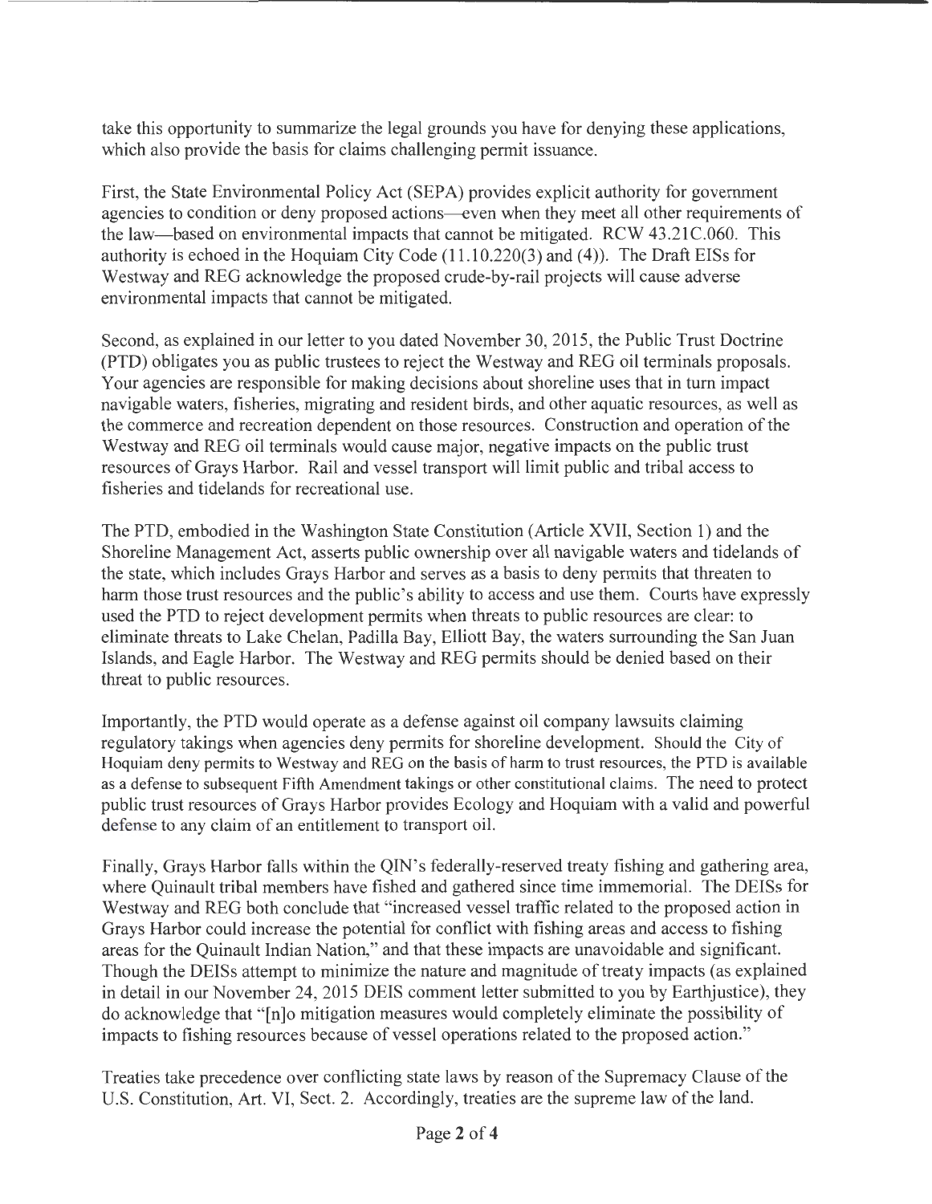take this opportunity to summarize the legal grounds you have for denying these applications, which also provide the basis for claims challenging permit issuance.

First, the State Environmental Policy Act (SEPA) provides explicit authority for government agencies to condition or deny proposed actions—even when they meet all other requirements of the law—based on environmental impacts that cannot be mitigated. RCW 43.21C.060. This authority is echoed in the Hoquiam City Code (11.10.220(3) and (4)). The Draft EISs for Westway and REG acknowledge the proposed crude-by-rail projects will cause adverse environmental impacts that cannot be mitigated.

Second, as explained in our letter to you dated November 30, 2015, the Public Trust Doctrine (PTD) obligates you as public trustees to reject the Westway and REG oil terminals proposals. Your agencies are responsible for making decisions about shoreline uses that in turn impact navigable waters, fisheries, migrating and resident birds, and other aquatic resources, as well as the commerce and recreation dependent on those resources. Construction and operation of the Westway and REG oil terminals would cause major, negative impacts on the public trust resources of Grays Harbor. Rail and vessel transport will limit public and tribal access to fisheries and tidelands for recreational use.

The PTD, embodied in the Washington State Constitution (Article XVII, Section 1) and the Shoreline Management Act, asserts public ownership over all navigable waters and tidelands of the state, which includes Grays Harbor and serves as a basis to deny permits that threaten to harm those trust resources and the public's ability to access and use them. Courts have expressly used the PTD to reject development permits when threats to public resources are clear: to eliminate threats to Lake Chelan, Padilla Bay, Elliott Bay, the waters surrounding the San Juan Islands, and Eagle Harbor. The Westway and REG permits should be denied based on their threat to public resources.

Importantly, the PTD would operate as a defense against oil company lawsuits claiming regulatory takings when agencies deny permits for shoreline development. Should the City of Hoquiam deny permits to Westway and REG on the basis of harm to trust resources, the PTD is available as a defense to subsequent Fifth Amendment takings or other constitutional claims. The need to protect public trust resources of Grays Harbor provides Ecology and Hoquiam with a valid and powerful defense to any claim of an entitlement to transport oil.

Finally, Grays Harbor falls within the QIN's federally-reserved treaty fishing and gathering area, where Quinault tribal members have fished and gathered since time immemorial. The DEISs for Westway and REG both conclude that "increased vessel traffic related to the proposed action in Grays Harbor could increase the potential for conflict with fishing areas and access to fishing areas for the Quinault Indian Nation," and that these impacts are unavoidable and significant. Though the DEISs attempt to minimize the nature and magnitude of treaty impacts (as explained in detail in our November 24, 2015 DEIS comment letter submitted to you by Earthjustice), they do acknowledge that "[n]o mitigation measures would completely eliminate the possibility of impacts to fishing resources because of vessel operations related to the proposed action."

Treaties take precedence over conflicting state laws by reason of the Supremacy Clause of the U.S. Constitution, Art. VI, Sect. 2. Accordingly, treaties are the supreme law of the land.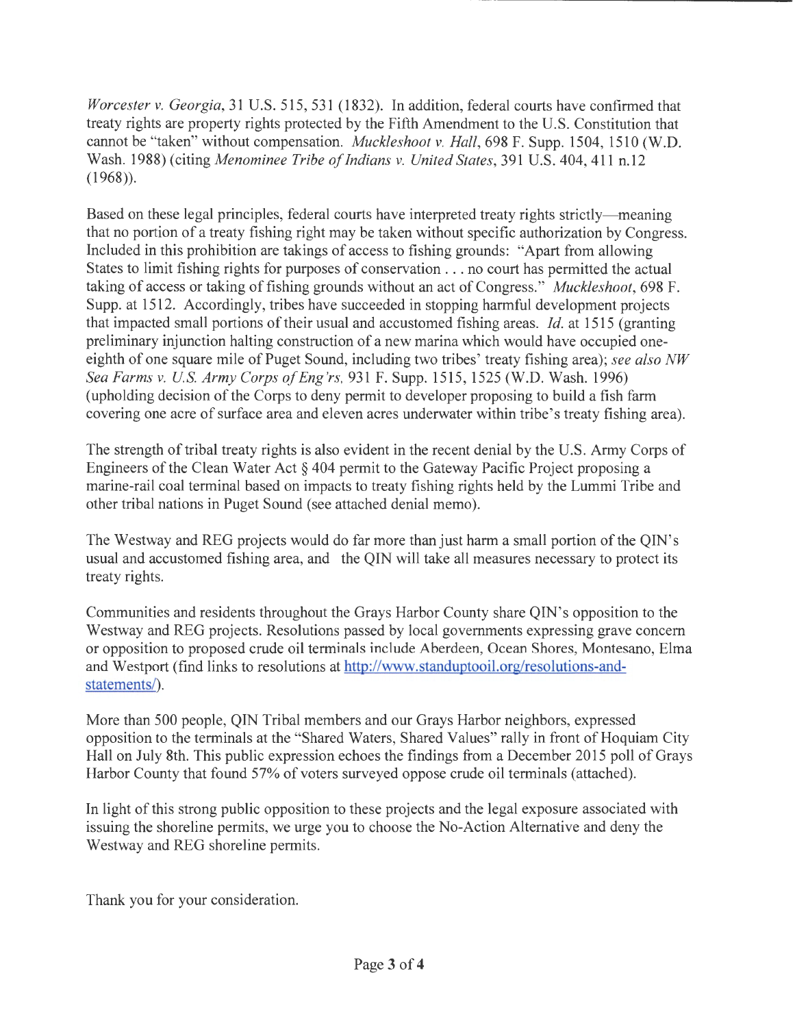*Worcester v. Georgia*, 31 U.S. 515, 531 (1832). In addition, federal courts have confirmed that treaty rights are property rights protected by the Fifth Amendment to the U.S. Constitution that cannot be "taken" without compensation. *Muckleshoot v. Hall*, 698 F. Supp. 1504, 1510 (W.D. Wash. 1988) (citing *Menominee Tribe of Indians v. United States*, 391 U.S. 404, 411 n.12 (1968)).

Based on these legal principles, federal courts have interpreted treaty rights strictly—meaning that no portion of a treaty fishing right may be taken without specific authorization by Congress. Included in this prohibition are takings of access to fishing grounds: "Apart from allowing States to limit fishing rights for purposes of conservation . . . no court has permitted the actual taking of access or taking of fishing grounds without an act of Congress." *Muckleshoot*, 698 F. Supp. at 1512. Accordingly, tribes have succeeded in stopping harmful development projects that impacted small portions of their usual and accustomed fishing areas. *Id.* at 1515 (granting preliminary injunction halting construction of a new marina which would have occupied one-eighth of one square mile of Puget Sound, including two tribes' treaty fishing area); *see also NW Sea Farms v. U.S. Army Corps of Eng'rs*, 931 F. Supp. 1515, 1525 (W.D. Wash. 1996) (upholding decision of the Corps to deny permit to developer proposing to build a fish farm covering one acre of surface area and eleven acres underwater within tribe's treaty fishing area).

The strength of tribal treaty rights is also evident in the recent denial by the U.S. Army Corps of Engineers of the Clean Water Act § 404 permit to the Gateway Pacific Project proposing a marine-rail coal terminal based on impacts to treaty fishing rights held by the Lummi Tribe and other tribal nations in Puget Sound (see attached denial memo).

The Westway and REG projects would do far more than just harm a small portion of the QIN's usual and accustomed fishing area, and the QIN will take all measures necessary to protect its treaty rights.

Communities and residents throughout the Grays Harbor County share QIN's opposition to the Westway and REG projects. Resolutions passed by local governments expressing grave concern or opposition to proposed crude oil terminals include Aberdeen, Ocean Shores, Montesano, Elma and Westport (find links to resolutions at http://www.standuptooil.org/resolutions-and-statements/).

More than 500 people, QIN Tribal members and our Grays Harbor neighbors, expressed opposition to the terminals at the "Shared Waters, Shared Values" rally in front of Hoquiam City Hall on July 8th. This public expression echoes the findings from a December 2015 poll of Grays Harbor County that found 57% of voters surveyed oppose crude oil terminals (attached).

In light of this strong public opposition to these projects and the legal exposure associated with issuing the shoreline permits, we urge you to choose the No-Action Alternative and deny the Westway and REG shoreline permits.

Thank you for your consideration.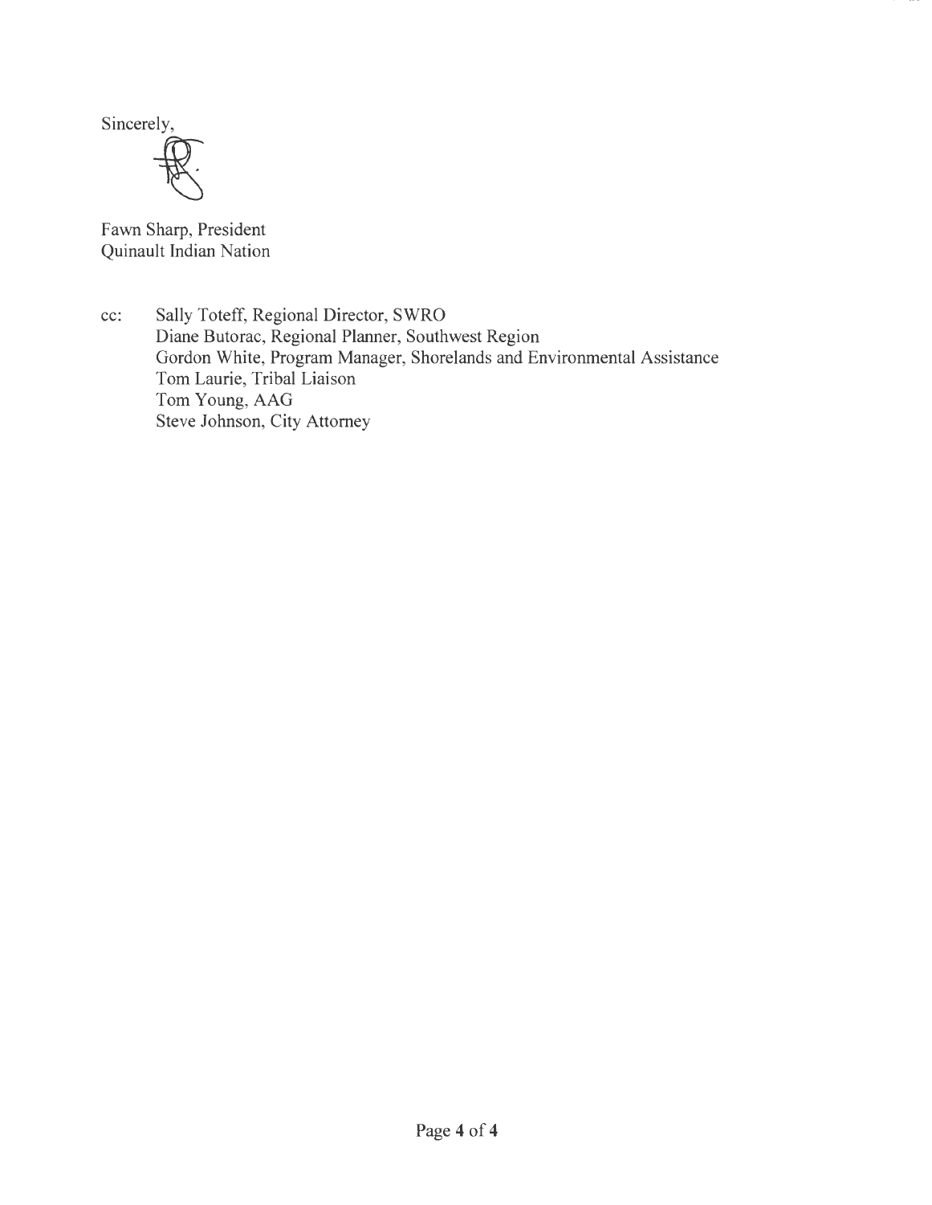Sincerely,

Fawn Sharp, President
Quinault Indian Nation

cc: Sally Toteff, Regional Director, SWRO
Diane Butorac, Regional Planner, Southwest Region
Gordon White, Program Manager, Shorelands and Environmental Assistance
Tom Laurie, Tribal Liaison
Tom Young, AAG
Steve Johnson, City Attorney